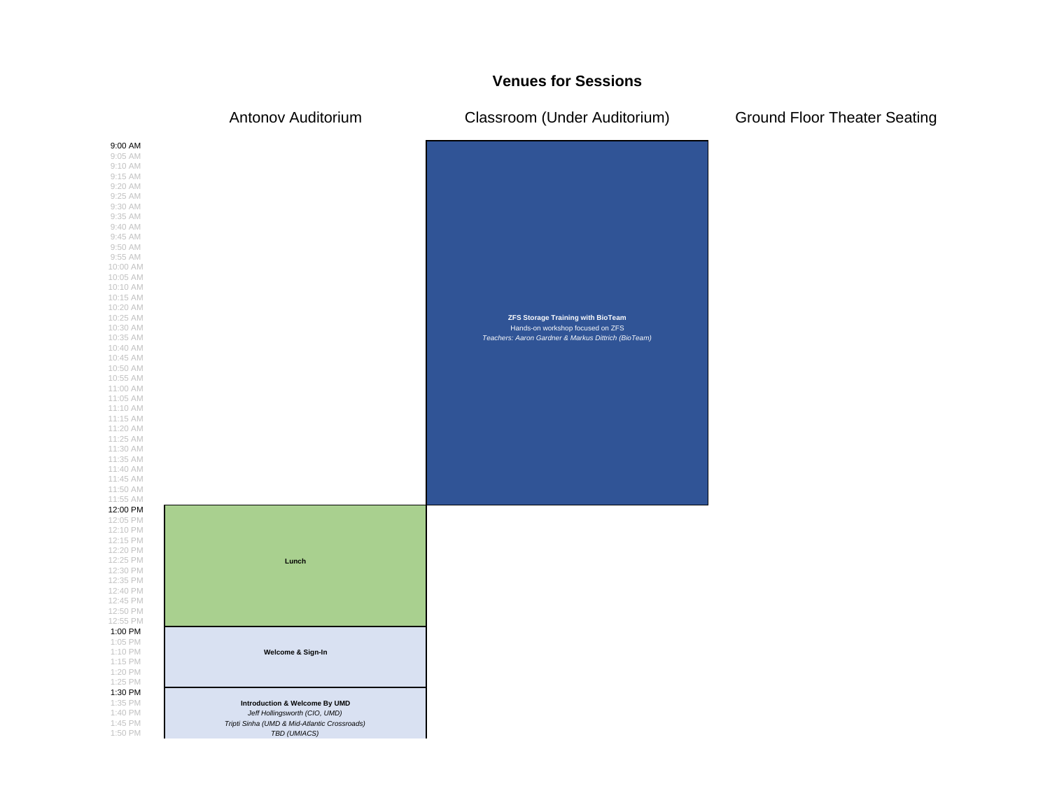# Venues for Sessions

| Time | Antonov Auditorium | Classroom (Under Auditorium) | Ground Floor Theater Seating |
|---|---|---|---|
| 9:00 AM – 12:00 PM | | **ZFS Storage Training with BioTeam**<br>Hands-on workshop focused on ZFS<br>*Teachers: Aaron Gardner & Markus Dittrich (BioTeam)* | |
| 12:00 PM – 1:00 PM | **Lunch** | | |
| 1:00 PM – 1:30 PM | **Welcome & Sign-In** | | |
| 1:30 PM – | **Introduction & Welcome By UMD**<br>*Jeff Hollingsworth (CIO, UMD)*<br>*Tripti Sinha (UMD & Mid-Atlantic Crossroads)*<br>*TBD (UMIACS)* | | |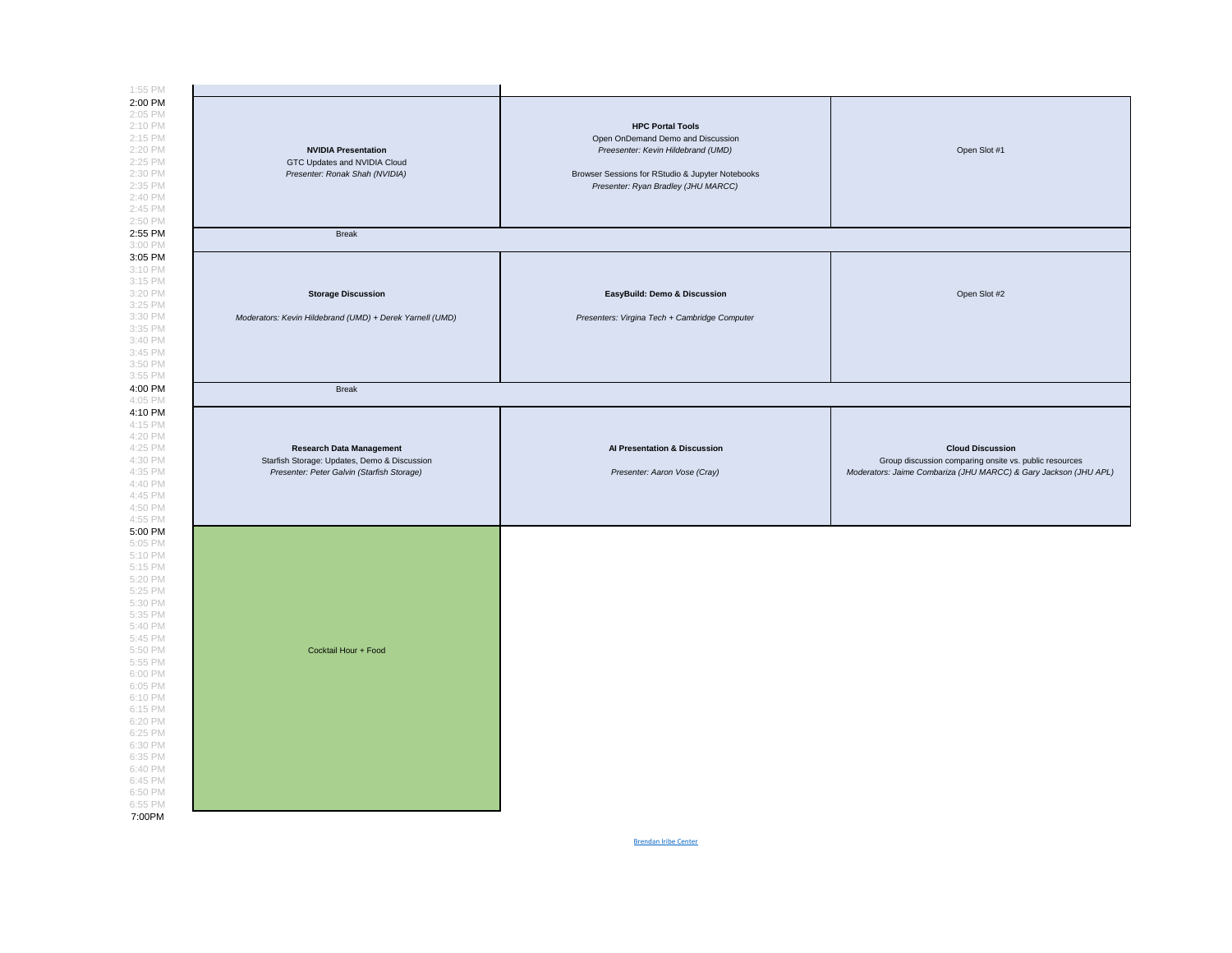| Time | Track 1 | Track 2 | Track 3 |
| --- | --- | --- | --- |
| 2:00 PM – 2:55 PM | **NVIDIA Presentation**<br>GTC Updates and NVIDIA Cloud<br>*Presenter: Ronak Shah (NVIDIA)* | **HPC Portal Tools**<br>Open OnDemand Demo and Discussion<br>*Preesenter: Kevin Hildebrand (UMD)*<br><br>Browser Sessions for RStudio & Jupyter Notebooks<br>*Presenter: Ryan Bradley (JHU MARCC)* | Open Slot #1 |
| 2:55 PM | Break | | |
| 3:05 PM – 4:00 PM | **Storage Discussion**<br><br>*Moderators: Kevin Hildebrand (UMD) + Derek Yarnell (UMD)* | **EasyBuild: Demo & Discussion**<br><br>*Presenters: Virgina Tech + Cambridge Computer* | Open Slot #2 |
| 4:00 PM | Break | | |
| 4:10 PM – 5:00 PM | **Research Data Management**<br>Starfish Storage: Updates, Demo & Discussion<br>*Presenter: Peter Galvin (Starfish Storage)* | **AI Presentation & Discussion**<br><br>*Presenter: Aaron Vose (Cray)* | **Cloud Discussion**<br>Group discussion comparing onsite vs. public resources<br>*Moderators: Jaime Combariza (JHU MARCC) & Gary Jackson (JHU APL)* |
| 5:00 PM – 7:00PM | Cocktail Hour + Food | | |

Brendan Iribe Center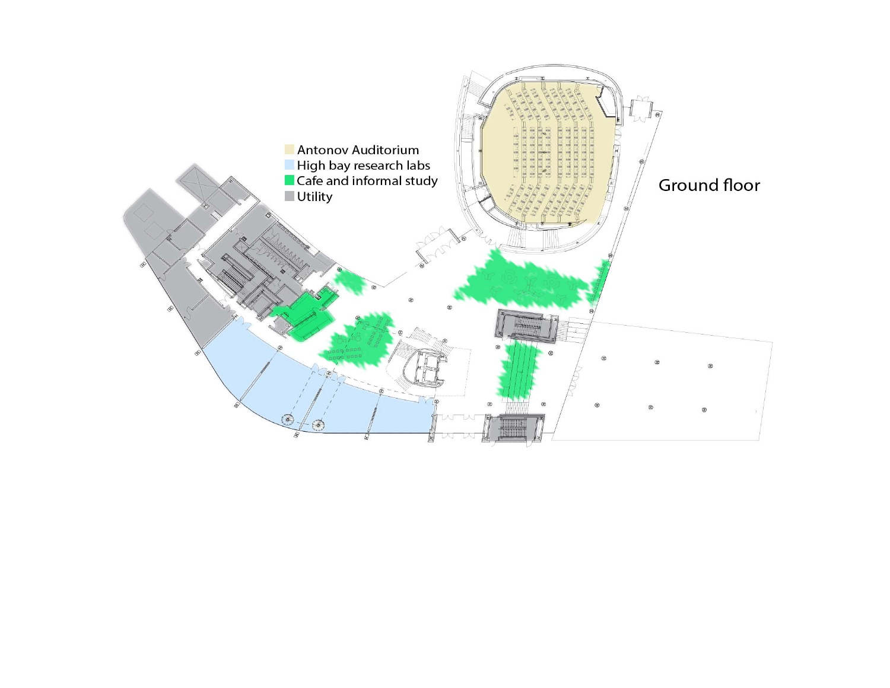Antonov Auditorium
High bay research labs
Cafe and informal study
Utility

Ground floor